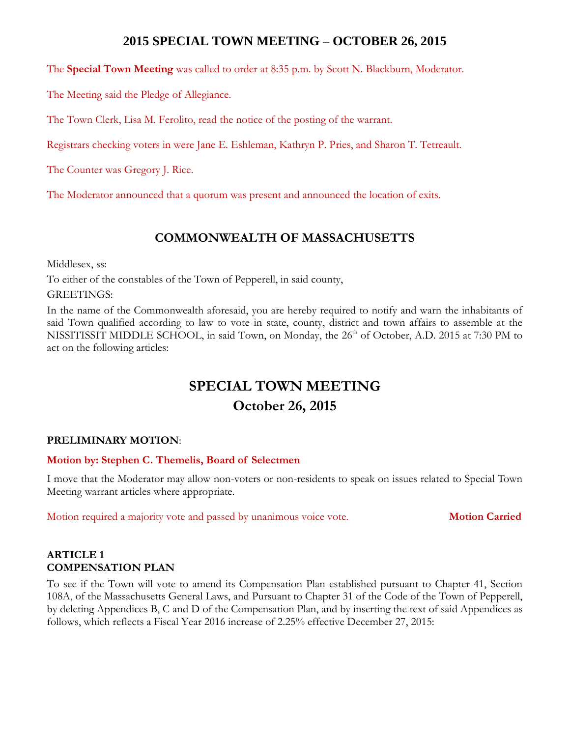# 2015 SPECIAL TOWN MEETING – OCTOBER 26, 2015

The **Special Town Meeting** was called to order at 8:35 p.m. by Scott N. Blackburn, Moderator.

The Meeting said the Pledge of Allegiance.

The Town Clerk, Lisa M. Ferolito, read the notice of the posting of the warrant.

Registrars checking voters in were Jane E. Eshleman, Kathryn P. Pries, and Sharon T. Tetreault.

The Counter was Gregory J. Rice.

The Moderator announced that a quorum was present and announced the location of exits.

## COMMONWEALTH OF MASSACHUSETTS

Middlesex, ss:

To either of the constables of the Town of Pepperell, in said county,

GREETINGS:

In the name of the Commonwealth aforesaid, you are hereby required to notify and warn the inhabitants of said Town qualified according to law to vote in state, county, district and town affairs to assemble at the NISSITISSIT MIDDLE SCHOOL, in said Town, on Monday, the 26th of October, A.D. 2015 at 7:30 PM to act on the following articles:

## SPECIAL TOWN MEETING
## October 26, 2015

**PRELIMINARY MOTION**:

**Motion by: Stephen C. Themelis, Board of Selectmen**

I move that the Moderator may allow non-voters or non-residents to speak on issues related to Special Town Meeting warrant articles where appropriate.

Motion required a majority vote and passed by unanimous voice vote. **Motion Carried**

**ARTICLE 1**
**COMPENSATION PLAN**

To see if the Town will vote to amend its Compensation Plan established pursuant to Chapter 41, Section 108A, of the Massachusetts General Laws, and Pursuant to Chapter 31 of the Code of the Town of Pepperell, by deleting Appendices B, C and D of the Compensation Plan, and by inserting the text of said Appendices as follows, which reflects a Fiscal Year 2016 increase of 2.25% effective December 27, 2015: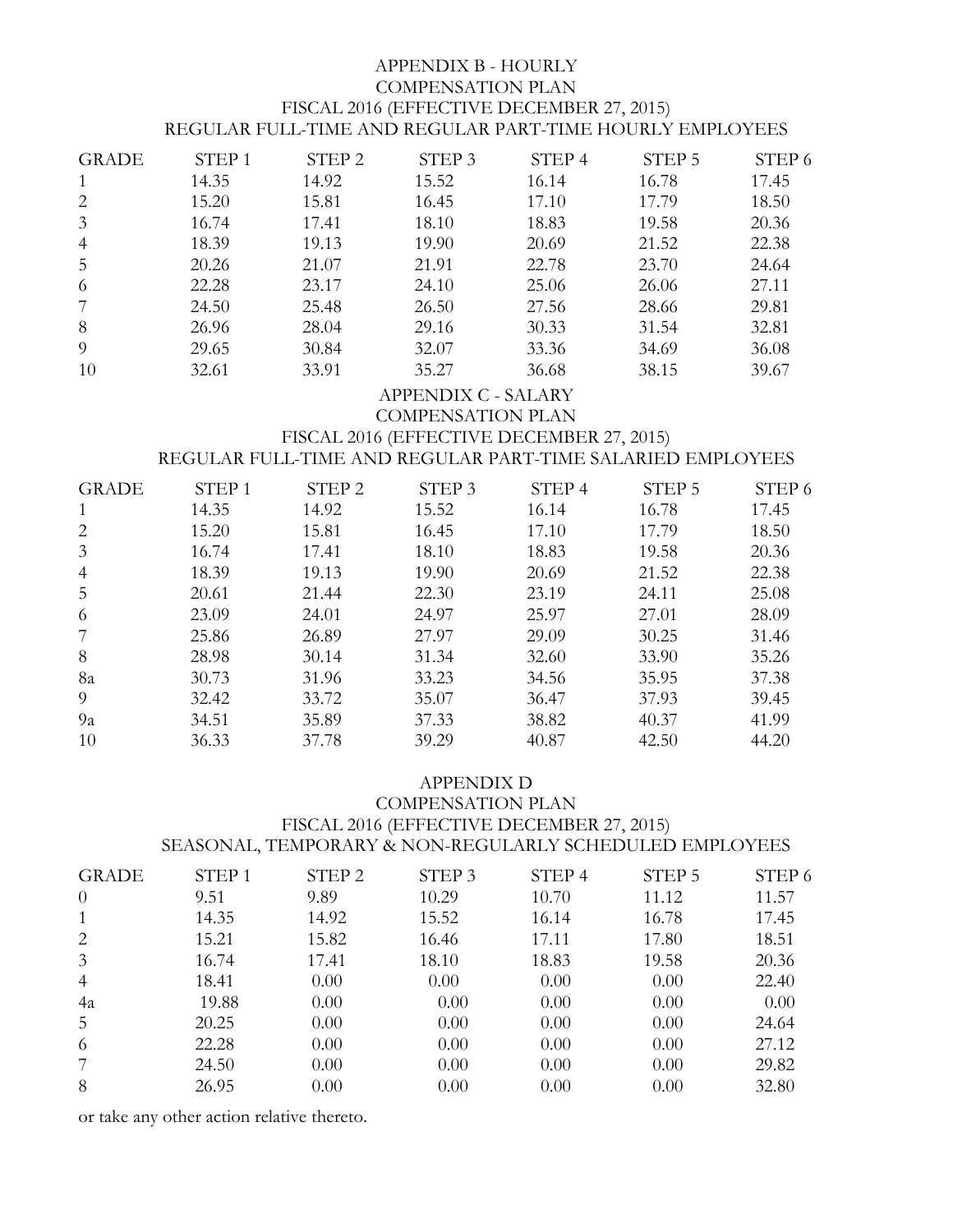## APPENDIX B - HOURLY
## COMPENSATION PLAN
## FISCAL 2016 (EFFECTIVE DECEMBER 27, 2015)
## REGULAR FULL-TIME AND REGULAR PART-TIME HOURLY EMPLOYEES

| GRADE | STEP 1 | STEP 2 | STEP 3 | STEP 4 | STEP 5 | STEP 6 |
|---|---|---|---|---|---|---|
| 1 | 14.35 | 14.92 | 15.52 | 16.14 | 16.78 | 17.45 |
| 2 | 15.20 | 15.81 | 16.45 | 17.10 | 17.79 | 18.50 |
| 3 | 16.74 | 17.41 | 18.10 | 18.83 | 19.58 | 20.36 |
| 4 | 18.39 | 19.13 | 19.90 | 20.69 | 21.52 | 22.38 |
| 5 | 20.26 | 21.07 | 21.91 | 22.78 | 23.70 | 24.64 |
| 6 | 22.28 | 23.17 | 24.10 | 25.06 | 26.06 | 27.11 |
| 7 | 24.50 | 25.48 | 26.50 | 27.56 | 28.66 | 29.81 |
| 8 | 26.96 | 28.04 | 29.16 | 30.33 | 31.54 | 32.81 |
| 9 | 29.65 | 30.84 | 32.07 | 33.36 | 34.69 | 36.08 |
| 10 | 32.61 | 33.91 | 35.27 | 36.68 | 38.15 | 39.67 |

## APPENDIX C - SALARY
## COMPENSATION PLAN
## FISCAL 2016 (EFFECTIVE DECEMBER 27, 2015)
## REGULAR FULL-TIME AND REGULAR PART-TIME SALARIED EMPLOYEES

| GRADE | STEP 1 | STEP 2 | STEP 3 | STEP 4 | STEP 5 | STEP 6 |
|---|---|---|---|---|---|---|
| 1 | 14.35 | 14.92 | 15.52 | 16.14 | 16.78 | 17.45 |
| 2 | 15.20 | 15.81 | 16.45 | 17.10 | 17.79 | 18.50 |
| 3 | 16.74 | 17.41 | 18.10 | 18.83 | 19.58 | 20.36 |
| 4 | 18.39 | 19.13 | 19.90 | 20.69 | 21.52 | 22.38 |
| 5 | 20.61 | 21.44 | 22.30 | 23.19 | 24.11 | 25.08 |
| 6 | 23.09 | 24.01 | 24.97 | 25.97 | 27.01 | 28.09 |
| 7 | 25.86 | 26.89 | 27.97 | 29.09 | 30.25 | 31.46 |
| 8 | 28.98 | 30.14 | 31.34 | 32.60 | 33.90 | 35.26 |
| 8a | 30.73 | 31.96 | 33.23 | 34.56 | 35.95 | 37.38 |
| 9 | 32.42 | 33.72 | 35.07 | 36.47 | 37.93 | 39.45 |
| 9a | 34.51 | 35.89 | 37.33 | 38.82 | 40.37 | 41.99 |
| 10 | 36.33 | 37.78 | 39.29 | 40.87 | 42.50 | 44.20 |

## APPENDIX D
## COMPENSATION PLAN
## FISCAL 2016 (EFFECTIVE DECEMBER 27, 2015)
## SEASONAL, TEMPORARY & NON-REGULARLY SCHEDULED EMPLOYEES

| GRADE | STEP 1 | STEP 2 | STEP 3 | STEP 4 | STEP 5 | STEP 6 |
|---|---|---|---|---|---|---|
| 0 | 9.51 | 9.89 | 10.29 | 10.70 | 11.12 | 11.57 |
| 1 | 14.35 | 14.92 | 15.52 | 16.14 | 16.78 | 17.45 |
| 2 | 15.21 | 15.82 | 16.46 | 17.11 | 17.80 | 18.51 |
| 3 | 16.74 | 17.41 | 18.10 | 18.83 | 19.58 | 20.36 |
| 4 | 18.41 | 0.00 | 0.00 | 0.00 | 0.00 | 22.40 |
| 4a | 19.88 | 0.00 | 0.00 | 0.00 | 0.00 | 0.00 |
| 5 | 20.25 | 0.00 | 0.00 | 0.00 | 0.00 | 24.64 |
| 6 | 22.28 | 0.00 | 0.00 | 0.00 | 0.00 | 27.12 |
| 7 | 24.50 | 0.00 | 0.00 | 0.00 | 0.00 | 29.82 |
| 8 | 26.95 | 0.00 | 0.00 | 0.00 | 0.00 | 32.80 |

or take any other action relative thereto.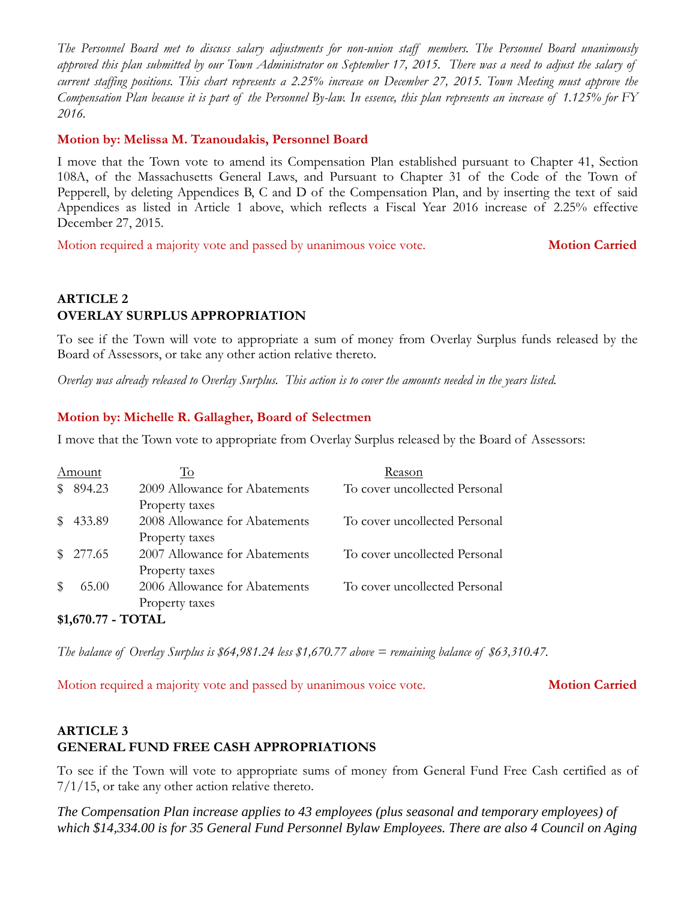*The Personnel Board met to discuss salary adjustments for non-union staff members. The Personnel Board unanimously approved this plan submitted by our Town Administrator on September 17, 2015. There was a need to adjust the salary of current staffing positions. This chart represents a 2.25% increase on December 27, 2015. Town Meeting must approve the Compensation Plan because it is part of the Personnel By-law. In essence, this plan represents an increase of 1.125% for FY 2016.*

**Motion by: Melissa M. Tzanoudakis, Personnel Board**

I move that the Town vote to amend its Compensation Plan established pursuant to Chapter 41, Section 108A, of the Massachusetts General Laws, and Pursuant to Chapter 31 of the Code of the Town of Pepperell, by deleting Appendices B, C and D of the Compensation Plan, and by inserting the text of said Appendices as listed in Article 1 above, which reflects a Fiscal Year 2016 increase of 2.25% effective December 27, 2015.

Motion required a majority vote and passed by unanimous voice vote. **Motion Carried**

## ARTICLE 2
## OVERLAY SURPLUS APPROPRIATION

To see if the Town will vote to appropriate a sum of money from Overlay Surplus funds released by the Board of Assessors, or take any other action relative thereto.

*Overlay was already released to Overlay Surplus. This action is to cover the amounts needed in the years listed.*

**Motion by: Michelle R. Gallagher, Board of Selectmen**

I move that the Town vote to appropriate from Overlay Surplus released by the Board of Assessors:

| Amount | To | Reason |
|---|---|---|
| $ 894.23 | 2009 Allowance for Abatements | To cover uncollected Personal Property taxes |
| $ 433.89 | 2008 Allowance for Abatements | To cover uncollected Personal Property taxes |
| $ 277.65 | 2007 Allowance for Abatements | To cover uncollected Personal Property taxes |
| $ 65.00 | 2006 Allowance for Abatements | To cover uncollected Personal Property taxes |

**$1,670.77 - TOTAL**

*The balance of Overlay Surplus is $64,981.24 less $1,670.77 above = remaining balance of $63,310.47.*

Motion required a majority vote and passed by unanimous voice vote. **Motion Carried**

## ARTICLE 3
## GENERAL FUND FREE CASH APPROPRIATIONS

To see if the Town will vote to appropriate sums of money from General Fund Free Cash certified as of 7/1/15, or take any other action relative thereto.

*The Compensation Plan increase applies to 43 employees (plus seasonal and temporary employees) of which $14,334.00 is for 35 General Fund Personnel Bylaw Employees. There are also 4 Council on Aging*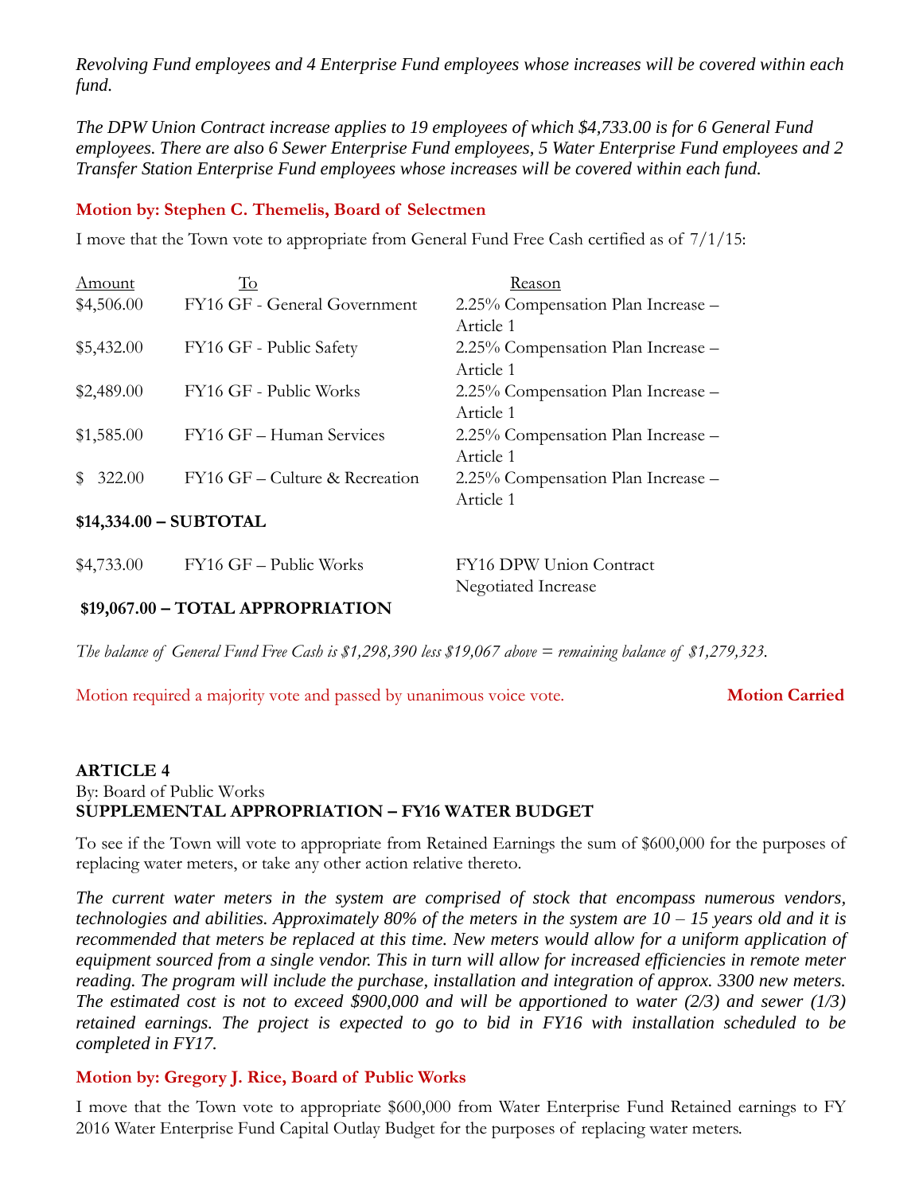*Revolving Fund employees and 4 Enterprise Fund employees whose increases will be covered within each fund.*

*The DPW Union Contract increase applies to 19 employees of which $4,733.00 is for 6 General Fund employees. There are also 6 Sewer Enterprise Fund employees, 5 Water Enterprise Fund employees and 2 Transfer Station Enterprise Fund employees whose increases will be covered within each fund.*

**Motion by: Stephen C. Themelis, Board of Selectmen**

I move that the Town vote to appropriate from General Fund Free Cash certified as of 7/1/15:

| Amount | To | Reason |
|---|---|---|
| $4,506.00 | FY16 GF - General Government | 2.25% Compensation Plan Increase – Article 1 |
| $5,432.00 | FY16 GF - Public Safety | 2.25% Compensation Plan Increase – Article 1 |
| $2,489.00 | FY16 GF - Public Works | 2.25% Compensation Plan Increase – Article 1 |
| $1,585.00 | FY16 GF – Human Services | 2.25% Compensation Plan Increase – Article 1 |
| $ 322.00 | FY16 GF – Culture & Recreation | 2.25% Compensation Plan Increase – Article 1 |
| **$14,334.00 – SUBTOTAL** | | |
| $4,733.00 | FY16 GF – Public Works | FY16 DPW Union Contract Negotiated Increase |
| **$19,067.00 – TOTAL APPROPRIATION** | | |

*The balance of General Fund Free Cash is $1,298,390 less $19,067 above = remaining balance of $1,279,323.*

Motion required a majority vote and passed by unanimous voice vote. **Motion Carried**

**ARTICLE 4**
By: Board of Public Works
**SUPPLEMENTAL APPROPRIATION – FY16 WATER BUDGET**

To see if the Town will vote to appropriate from Retained Earnings the sum of $600,000 for the purposes of replacing water meters, or take any other action relative thereto.

*The current water meters in the system are comprised of stock that encompass numerous vendors, technologies and abilities. Approximately 80% of the meters in the system are 10 – 15 years old and it is recommended that meters be replaced at this time. New meters would allow for a uniform application of equipment sourced from a single vendor. This in turn will allow for increased efficiencies in remote meter reading. The program will include the purchase, installation and integration of approx. 3300 new meters. The estimated cost is not to exceed $900,000 and will be apportioned to water (2/3) and sewer (1/3) retained earnings. The project is expected to go to bid in FY16 with installation scheduled to be completed in FY17.*

**Motion by: Gregory J. Rice, Board of Public Works**

I move that the Town vote to appropriate $600,000 from Water Enterprise Fund Retained earnings to FY 2016 Water Enterprise Fund Capital Outlay Budget for the purposes of replacing water meters.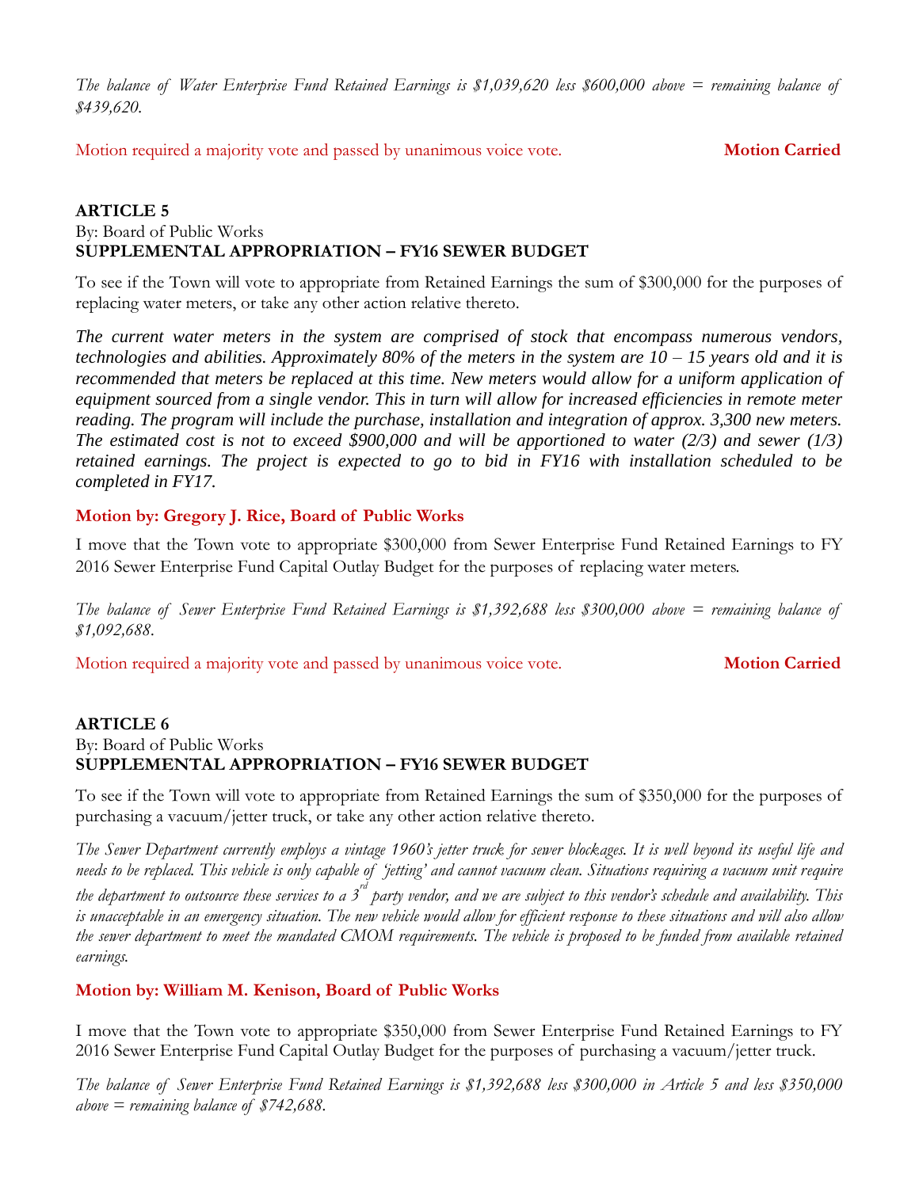*The balance of Water Enterprise Fund Retained Earnings is $1,039,620 less $600,000 above = remaining balance of $439,620.*

Motion required a majority vote and passed by unanimous voice vote. **Motion Carried**

**ARTICLE 5**
By: Board of Public Works
**SUPPLEMENTAL APPROPRIATION – FY16 SEWER BUDGET**

To see if the Town will vote to appropriate from Retained Earnings the sum of $300,000 for the purposes of replacing water meters, or take any other action relative thereto.

***The current water meters in the system are comprised of stock that encompass numerous vendors, technologies and abilities. Approximately 80% of the meters in the system are 10 – 15 years old and it is recommended that meters be replaced at this time. New meters would allow for a uniform application of equipment sourced from a single vendor. This in turn will allow for increased efficiencies in remote meter reading. The program will include the purchase, installation and integration of approx. 3,300 new meters. The estimated cost is not to exceed $900,000 and will be apportioned to water (2/3) and sewer (1/3) retained earnings. The project is expected to go to bid in FY16 with installation scheduled to be completed in FY17.***

**Motion by: Gregory J. Rice, Board of Public Works**

I move that the Town vote to appropriate $300,000 from Sewer Enterprise Fund Retained Earnings to FY 2016 Sewer Enterprise Fund Capital Outlay Budget for the purposes of replacing water meters.

*The balance of Sewer Enterprise Fund Retained Earnings is $1,392,688 less $300,000 above = remaining balance of $1,092,688.*

Motion required a majority vote and passed by unanimous voice vote. **Motion Carried**

**ARTICLE 6**
By: Board of Public Works
**SUPPLEMENTAL APPROPRIATION – FY16 SEWER BUDGET**

To see if the Town will vote to appropriate from Retained Earnings the sum of $350,000 for the purposes of purchasing a vacuum/jetter truck, or take any other action relative thereto.

*The Sewer Department currently employs a vintage 1960's jetter truck for sewer blockages. It is well beyond its useful life and needs to be replaced. This vehicle is only capable of 'jetting' and cannot vacuum clean. Situations requiring a vacuum unit require the department to outsource these services to a 3rd party vendor, and we are subject to this vendor's schedule and availability. This is unacceptable in an emergency situation. The new vehicle would allow for efficient response to these situations and will also allow the sewer department to meet the mandated CMOM requirements. The vehicle is proposed to be funded from available retained earnings.*

**Motion by: William M. Kenison, Board of Public Works**

I move that the Town vote to appropriate $350,000 from Sewer Enterprise Fund Retained Earnings to FY 2016 Sewer Enterprise Fund Capital Outlay Budget for the purposes of purchasing a vacuum/jetter truck.

*The balance of Sewer Enterprise Fund Retained Earnings is $1,392,688 less $300,000 in Article 5 and less $350,000 above = remaining balance of $742,688.*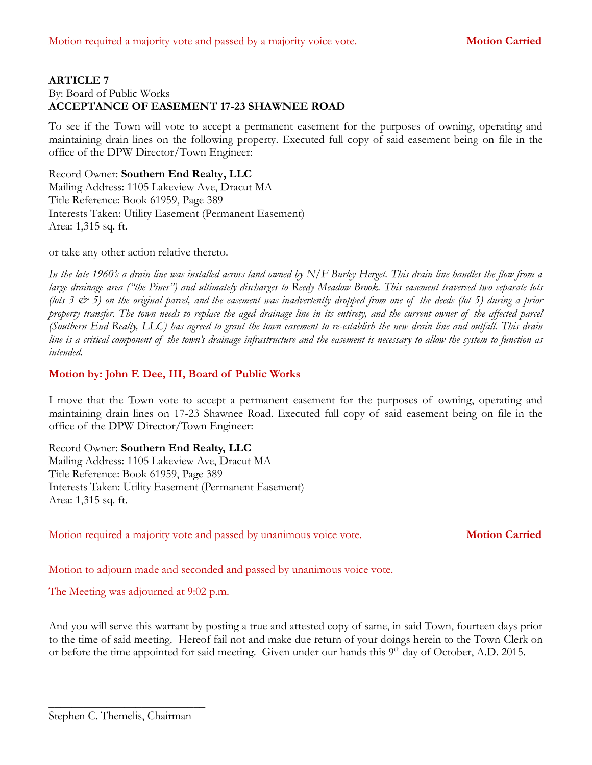Motion required a majority vote and passed by a majority voice vote. **Motion Carried**

**ARTICLE 7**
By: Board of Public Works
**ACCEPTANCE OF EASEMENT 17-23 SHAWNEE ROAD**

To see if the Town will vote to accept a permanent easement for the purposes of owning, operating and maintaining drain lines on the following property. Executed full copy of said easement being on file in the office of the DPW Director/Town Engineer:

Record Owner: **Southern End Realty, LLC**
Mailing Address: 1105 Lakeview Ave, Dracut MA
Title Reference: Book 61959, Page 389
Interests Taken: Utility Easement (Permanent Easement)
Area: 1,315 sq. ft.

or take any other action relative thereto.

*In the late 1960's a drain line was installed across land owned by N/F Burley Herget. This drain line handles the flow from a large drainage area ("the Pines") and ultimately discharges to Reedy Meadow Brook. This easement traversed two separate lots (lots 3 & 5) on the original parcel, and the easement was inadvertently dropped from one of the deeds (lot 5) during a prior property transfer. The town needs to replace the aged drainage line in its entirety, and the current owner of the affected parcel (Southern End Realty, LLC) has agreed to grant the town easement to re-establish the new drain line and outfall. This drain line is a critical component of the town's drainage infrastructure and the easement is necessary to allow the system to function as intended.*

**Motion by: John F. Dee, III, Board of Public Works**

I move that the Town vote to accept a permanent easement for the purposes of owning, operating and maintaining drain lines on 17-23 Shawnee Road. Executed full copy of said easement being on file in the office of the DPW Director/Town Engineer:

Record Owner: **Southern End Realty, LLC**
Mailing Address: 1105 Lakeview Ave, Dracut MA
Title Reference: Book 61959, Page 389
Interests Taken: Utility Easement (Permanent Easement)
Area: 1,315 sq. ft.

Motion required a majority vote and passed by unanimous voice vote. **Motion Carried**

Motion to adjourn made and seconded and passed by unanimous voice vote.

The Meeting was adjourned at 9:02 p.m.

And you will serve this warrant by posting a true and attested copy of same, in said Town, fourteen days prior to the time of said meeting. Hereof fail not and make due return of your doings herein to the Town Clerk on or before the time appointed for said meeting. Given under our hands this 9th day of October, A.D. 2015.

\_\_\_\_\_\_\_\_\_\_\_\_\_\_\_\_\_\_\_\_\_\_\_\_\_\_\_\_
Stephen C. Themelis, Chairman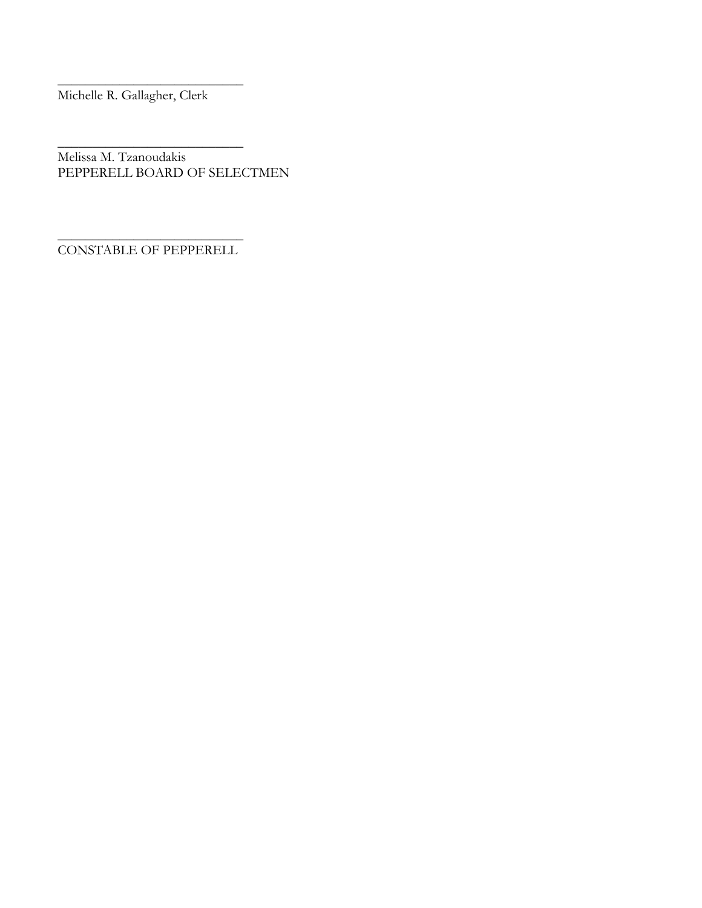___________________________

Michelle R. Gallagher, Clerk

___________________________

Melissa M. Tzanoudakis

PEPPERELL BOARD OF SELECTMEN

___________________________

CONSTABLE OF PEPPERELL